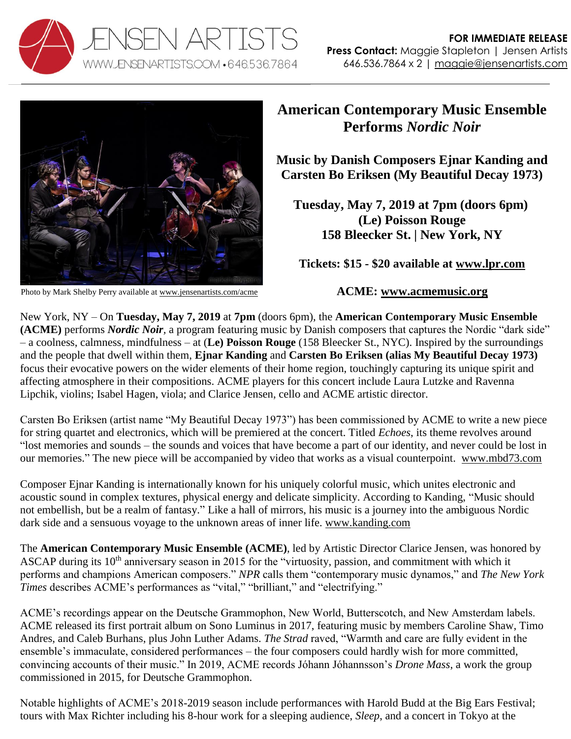JENSEN ARTISTS
WWW.JENSENARTISTS.COM • 646.536.7864

**FOR IMMEDIATE RELEASE**
**Press Contact:** Maggie Stapleton | Jensen Artists
646.536.7864 x 2 | maggie@jensenartists.com

Photo by Mark Shelby Perry available at www.jensenartists.com/acme

# American Contemporary Music Ensemble Performs *Nordic Noir*

## Music by Danish Composers Ejnar Kanding and Carsten Bo Eriksen (My Beautiful Decay 1973)

**Tuesday, May 7, 2019 at 7pm (doors 6pm)**
**(Le) Poisson Rouge**
**158 Bleecker St. | New York, NY**

**Tickets: $15 - $20 available at www.lpr.com**

**ACME: www.acmemusic.org**

New York, NY – On **Tuesday, May 7, 2019** at **7pm** (doors 6pm), the **American Contemporary Music Ensemble (ACME)** performs ***Nordic Noir***, a program featuring music by Danish composers that captures the Nordic "dark side" – a coolness, calmness, mindfulness – at **(Le) Poisson Rouge** (158 Bleecker St., NYC). Inspired by the surroundings and the people that dwell within them, **Ejnar Kanding** and **Carsten Bo Eriksen (alias My Beautiful Decay 1973)** focus their evocative powers on the wider elements of their home region, touchingly capturing its unique spirit and affecting atmosphere in their compositions. ACME players for this concert include Laura Lutzke and Ravenna Lipchik, violins; Isabel Hagen, viola; and Clarice Jensen, cello and ACME artistic director.

Carsten Bo Eriksen (artist name "My Beautiful Decay 1973") has been commissioned by ACME to write a new piece for string quartet and electronics, which will be premiered at the concert. Titled *Echoes*, its theme revolves around "lost memories and sounds – the sounds and voices that have become a part of our identity, and never could be lost in our memories." The new piece will be accompanied by video that works as a visual counterpoint. www.mbd73.com

Composer Ejnar Kanding is internationally known for his uniquely colorful music, which unites electronic and acoustic sound in complex textures, physical energy and delicate simplicity. According to Kanding, "Music should not embellish, but be a realm of fantasy." Like a hall of mirrors, his music is a journey into the ambiguous Nordic dark side and a sensuous voyage to the unknown areas of inner life. www.kanding.com

The **American Contemporary Music Ensemble (ACME)**, led by Artistic Director Clarice Jensen, was honored by ASCAP during its 10th anniversary season in 2015 for the "virtuosity, passion, and commitment with which it performs and champions American composers." *NPR* calls them "contemporary music dynamos," and *The New York Times* describes ACME's performances as "vital," "brilliant," and "electrifying."

ACME's recordings appear on the Deutsche Grammophon, New World, Butterscotch, and New Amsterdam labels. ACME released its first portrait album on Sono Luminus in 2017, featuring music by members Caroline Shaw, Timo Andres, and Caleb Burhans, plus John Luther Adams. *The Strad* raved, "Warmth and care are fully evident in the ensemble's immaculate, considered performances – the four composers could hardly wish for more committed, convincing accounts of their music." In 2019, ACME records Jóhann Jóhannsson's *Drone Mass*, a work the group commissioned in 2015, for Deutsche Grammophon.

Notable highlights of ACME's 2018-2019 season include performances with Harold Budd at the Big Ears Festival; tours with Max Richter including his 8-hour work for a sleeping audience, *Sleep*, and a concert in Tokyo at the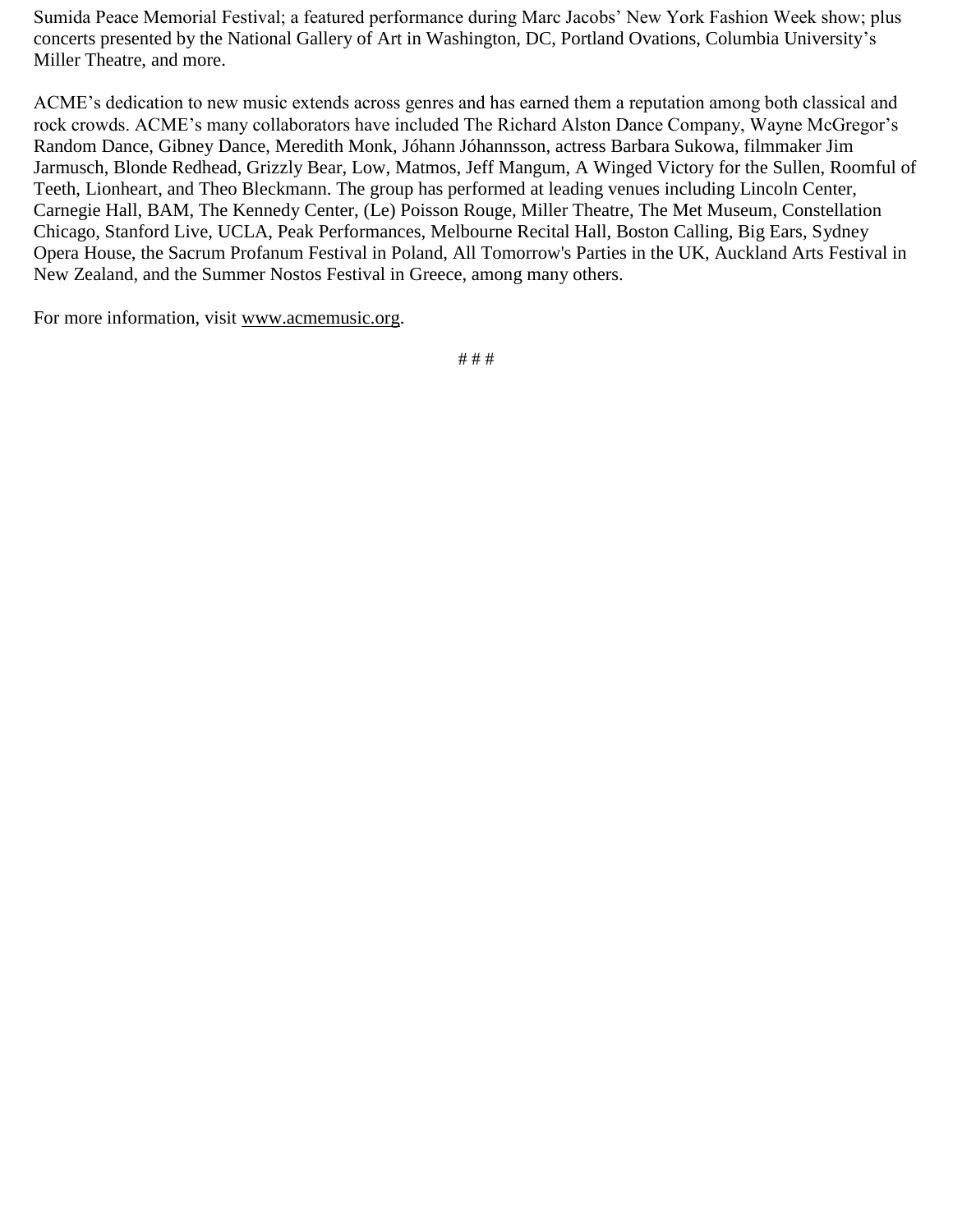Sumida Peace Memorial Festival; a featured performance during Marc Jacobs' New York Fashion Week show; plus concerts presented by the National Gallery of Art in Washington, DC, Portland Ovations, Columbia University's Miller Theatre, and more.

ACME's dedication to new music extends across genres and has earned them a reputation among both classical and rock crowds. ACME's many collaborators have included The Richard Alston Dance Company, Wayne McGregor's Random Dance, Gibney Dance, Meredith Monk, Jóhann Jóhannsson, actress Barbara Sukowa, filmmaker Jim Jarmusch, Blonde Redhead, Grizzly Bear, Low, Matmos, Jeff Mangum, A Winged Victory for the Sullen, Roomful of Teeth, Lionheart, and Theo Bleckmann. The group has performed at leading venues including Lincoln Center, Carnegie Hall, BAM, The Kennedy Center, (Le) Poisson Rouge, Miller Theatre, The Met Museum, Constellation Chicago, Stanford Live, UCLA, Peak Performances, Melbourne Recital Hall, Boston Calling, Big Ears, Sydney Opera House, the Sacrum Profanum Festival in Poland, All Tomorrow's Parties in the UK, Auckland Arts Festival in New Zealand, and the Summer Nostos Festival in Greece, among many others.

For more information, visit www.acmemusic.org.

# # #